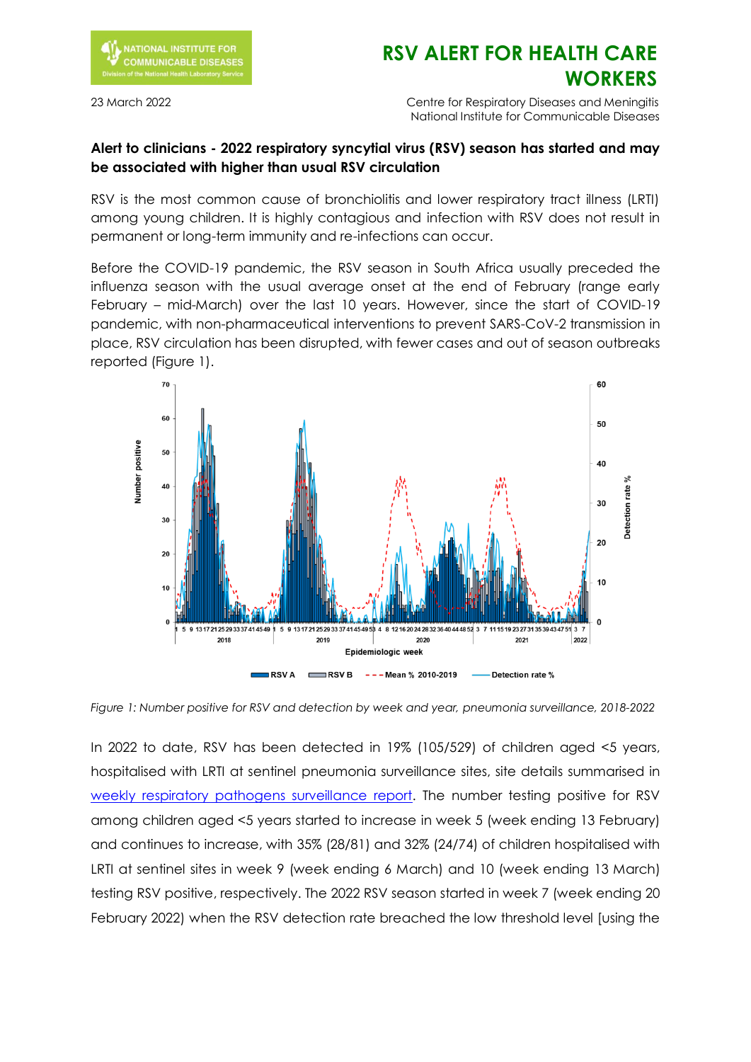# RSV ALERT FOR HEALTH CARE WORKERS

23 March 2022

Centre for Respiratory Diseases and Meningitis
National Institute for Communicable Diseases

**Alert to clinicians - 2022 respiratory syncytial virus (RSV) season has started and may be associated with higher than usual RSV circulation**

RSV is the most common cause of bronchiolitis and lower respiratory tract illness (LRTI) among young children. It is highly contagious and infection with RSV does not result in permanent or long-term immunity and re-infections can occur.

Before the COVID-19 pandemic, the RSV season in South Africa usually preceded the influenza season with the usual average onset at the end of February (range early February – mid-March) over the last 10 years. However, since the start of COVID-19 pandemic, with non-pharmaceutical interventions to prevent SARS-CoV-2 transmission in place, RSV circulation has been disrupted, with fewer cases and out of season outbreaks reported (Figure 1).

*Figure 1: Number positive for RSV and detection by week and year, pneumonia surveillance, 2018-2022*

In 2022 to date, RSV has been detected in 19% (105/529) of children aged <5 years, hospitalised with LRTI at sentinel pneumonia surveillance sites, site details summarised in weekly respiratory pathogens surveillance report. The number testing positive for RSV among children aged <5 years started to increase in week 5 (week ending 13 February) and continues to increase, with 35% (28/81) and 32% (24/74) of children hospitalised with LRTI at sentinel sites in week 9 (week ending 6 March) and 10 (week ending 13 March) testing RSV positive, respectively. The 2022 RSV season started in week 7 (week ending 20 February 2022) when the RSV detection rate breached the low threshold level [using the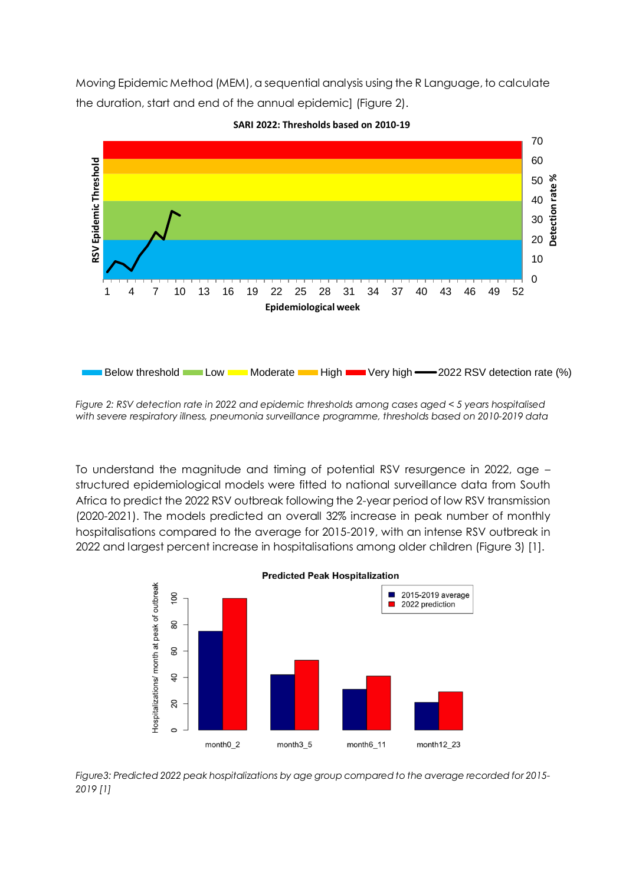Moving Epidemic Method (MEM), a sequential analysis using the R Language, to calculate the duration, start and end of the annual epidemic] (Figure 2).

*Figure 2: RSV detection rate in 2022 and epidemic thresholds among cases aged < 5 years hospitalised with severe respiratory illness, pneumonia surveillance programme, thresholds based on 2010-2019 data*

To understand the magnitude and timing of potential RSV resurgence in 2022, age – structured epidemiological models were fitted to national surveillance data from South Africa to predict the 2022 RSV outbreak following the 2-year period of low RSV transmission (2020-2021). The models predicted an overall 32% increase in peak number of monthly hospitalisations compared to the average for 2015-2019, with an intense RSV outbreak in 2022 and largest percent increase in hospitalisations among older children (Figure 3) [1].

*Figure3: Predicted 2022 peak hospitalizations by age group compared to the average recorded for 2015-2019 [1]*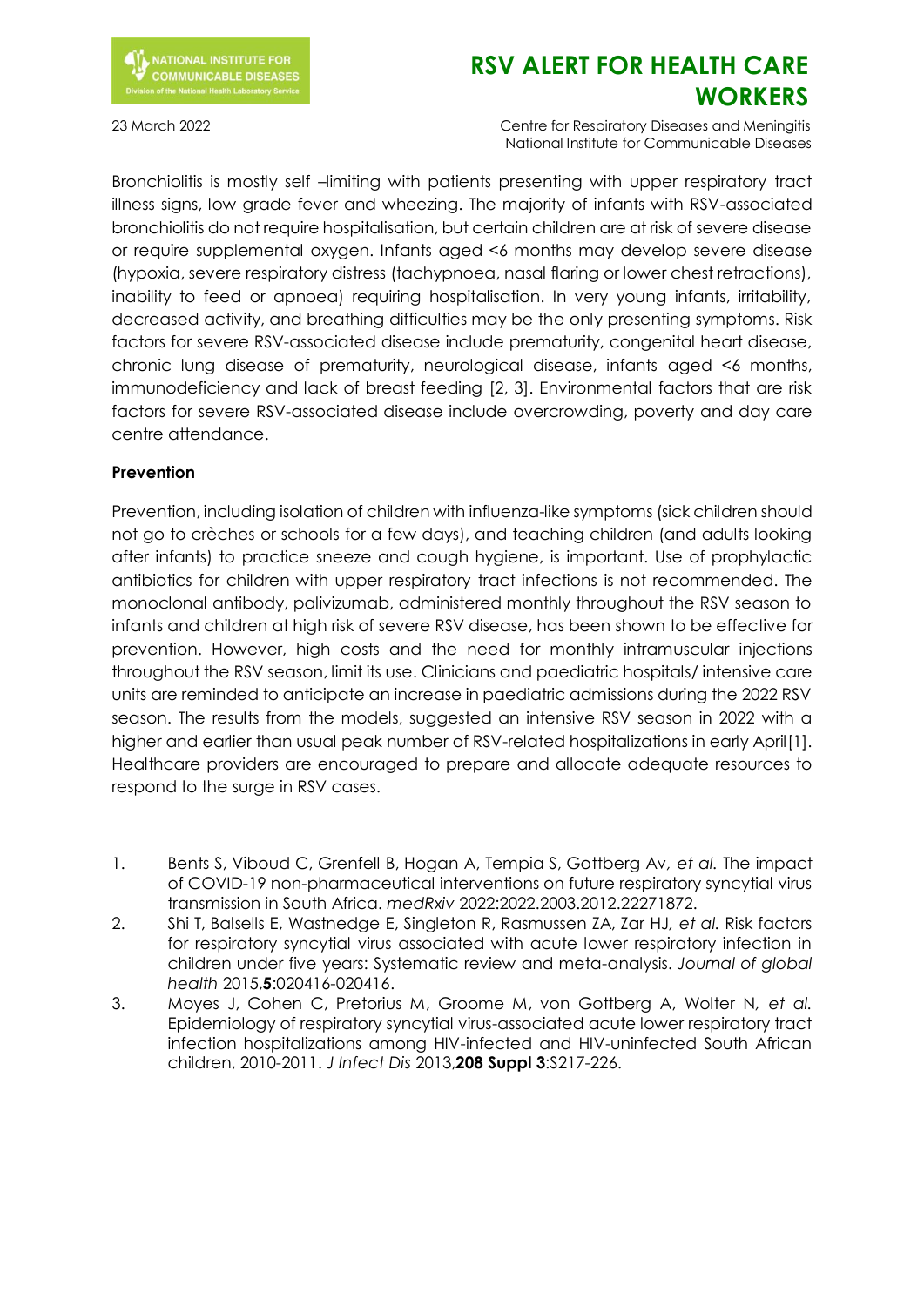Bronchiolitis is mostly self –limiting with patients presenting with upper respiratory tract illness signs, low grade fever and wheezing. The majority of infants with RSV-associated bronchiolitis do not require hospitalisation, but certain children are at risk of severe disease or require supplemental oxygen. Infants aged <6 months may develop severe disease (hypoxia, severe respiratory distress (tachypnoea, nasal flaring or lower chest retractions), inability to feed or apnoea) requiring hospitalisation. In very young infants, irritability, decreased activity, and breathing difficulties may be the only presenting symptoms. Risk factors for severe RSV-associated disease include prematurity, congenital heart disease, chronic lung disease of prematurity, neurological disease, infants aged <6 months, immunodeficiency and lack of breast feeding [2, 3]. Environmental factors that are risk factors for severe RSV-associated disease include overcrowding, poverty and day care centre attendance.

**Prevention**

Prevention, including isolation of children with influenza-like symptoms (sick children should not go to crèches or schools for a few days), and teaching children (and adults looking after infants) to practice sneeze and cough hygiene, is important. Use of prophylactic antibiotics for children with upper respiratory tract infections is not recommended. The monoclonal antibody, palivizumab, administered monthly throughout the RSV season to infants and children at high risk of severe RSV disease, has been shown to be effective for prevention. However, high costs and the need for monthly intramuscular injections throughout the RSV season, limit its use. Clinicians and paediatric hospitals/ intensive care units are reminded to anticipate an increase in paediatric admissions during the 2022 RSV season. The results from the models, suggested an intensive RSV season in 2022 with a higher and earlier than usual peak number of RSV-related hospitalizations in early April[1]. Healthcare providers are encouraged to prepare and allocate adequate resources to respond to the surge in RSV cases.

1. Bents S, Viboud C, Grenfell B, Hogan A, Tempia S, Gottberg Av, *et al.* The impact of COVID-19 non-pharmaceutical interventions on future respiratory syncytial virus transmission in South Africa. *medRxiv* 2022:2022.2003.2012.22271872.
2. Shi T, Balsells E, Wastnedge E, Singleton R, Rasmussen ZA, Zar HJ, *et al.* Risk factors for respiratory syncytial virus associated with acute lower respiratory infection in children under five years: Systematic review and meta-analysis. *Journal of global health* 2015,**5**:020416-020416.
3. Moyes J, Cohen C, Pretorius M, Groome M, von Gottberg A, Wolter N, *et al.* Epidemiology of respiratory syncytial virus-associated acute lower respiratory tract infection hospitalizations among HIV-infected and HIV-uninfected South African children, 2010-2011. *J Infect Dis* 2013,**208 Suppl 3**:S217-226.